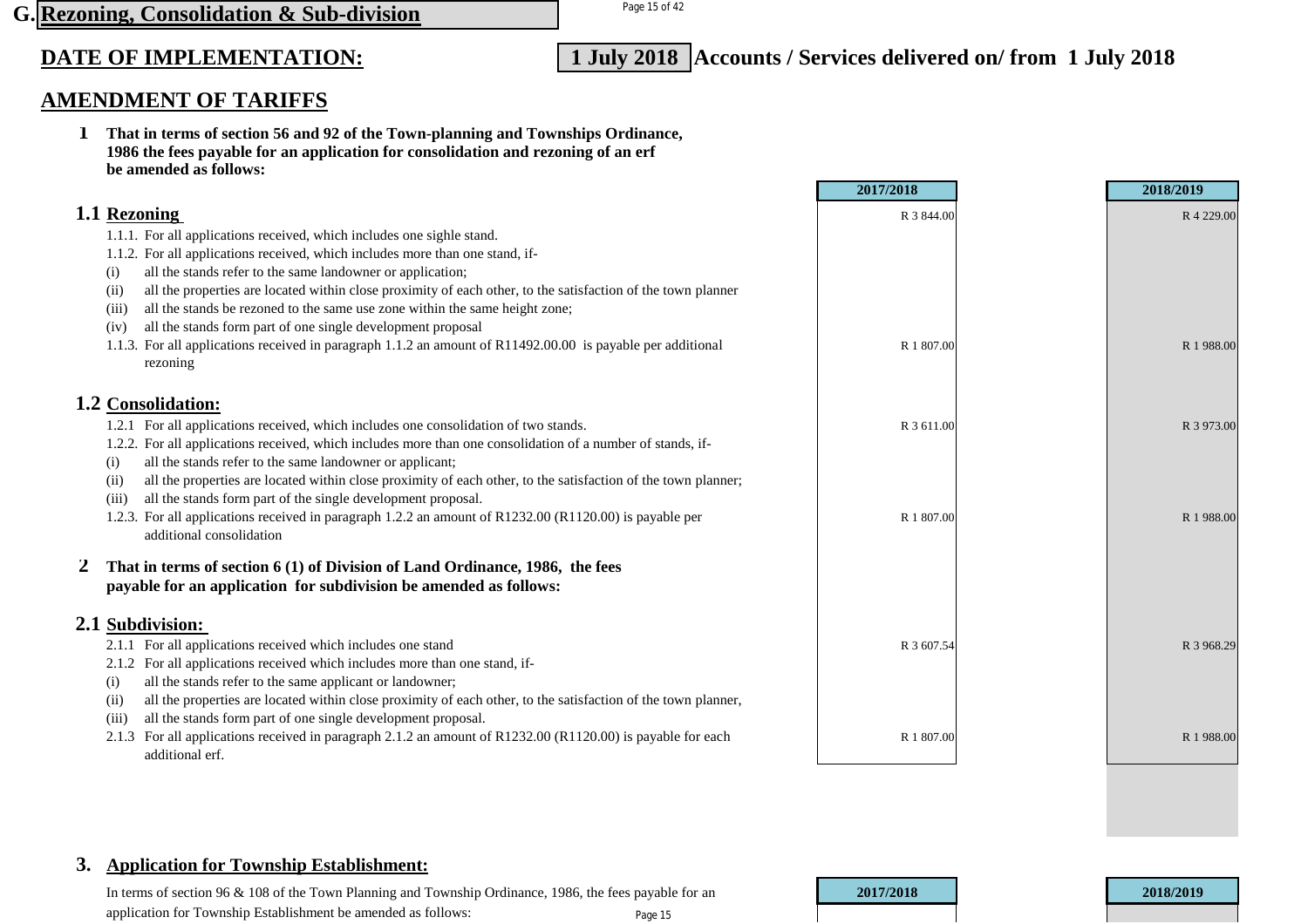# G. Rezoning, Consolidation & Sub-division

## DATE OF IMPLEMENTATION: **1 July 2018** Accounts / Services delivered on/ from 1 July 2018

## AMENDMENT OF TARIFFS

**1 That in terms of section 56 and 92 of the Town-planning and Townships Ordinance, 1986 the fees payable for an application for consolidation and rezoning of an erf be amended as follows:**

| | 2017/2018 | 2018/2019 |
|---|---|---|
| **1.1 Rezoning** | R 3 844.00 | R 4 229.00 |
| 1.1.1. For all applications received, which includes one sighle stand. | | |
| 1.1.2. For all applications received, which includes more than one stand, if- | | |
| (i) all the stands refer to the same landowner or application; | | |
| (ii) all the properties are located within close proximity of each other, to the satisfaction of the town planner | | |
| (iii) all the stands be rezoned to the same use zone within the same height zone; | | |
| (iv) all the stands form part of one single development proposal | | |
| 1.1.3. For all applications received in paragraph 1.1.2 an amount of R11492.00.00 is payable per additional rezoning | R 1 807.00 | R 1 988.00 |
| **1.2 Consolidation:** | | |
| 1.2.1 For all applications received, which includes one consolidation of two stands. | R 3 611.00 | R 3 973.00 |
| 1.2.2. For all applications received, which includes more than one consolidation of a number of stands, if- | | |
| (i) all the stands refer to the same landowner or applicant; | | |
| (ii) all the properties are located within close proximity of each other, to the satisfaction of the town planner; | | |
| (iii) all the stands form part of the single development proposal. | | |
| 1.2.3. For all applications received in paragraph 1.2.2 an amount of R1232.00 (R1120.00) is payable per additional consolidation | R 1 807.00 | R 1 988.00 |
| **2 That in terms of section 6 (1) of Division of Land Ordinance, 1986, the fees payable for an application for subdivision be amended as follows:** | | |
| **2.1 Subdivision:** | | |
| 2.1.1 For all applications received which includes one stand | R 3 607.54 | R 3 968.29 |
| 2.1.2 For all applications received which includes more than one stand, if- | | |
| (i) all the stands refer to the same applicant or landowner; | | |
| (ii) all the properties are located within close proximity of each other, to the satisfaction of the town planner, | | |
| (iii) all the stands form part of one single development proposal. | | |
| 2.1.3 For all applications received in paragraph 2.1.2 an amount of R1232.00 (R1120.00) is payable for each additional erf. | R 1 807.00 | R 1 988.00 |

## 3. Application for Township Establishment:

| | 2017/2018 | 2018/2019 |
|---|---|---|
| In terms of section 96 & 108 of the Town Planning and Township Ordinance, 1986, the fees payable for an application for Township Establishment be amended as follows: | | |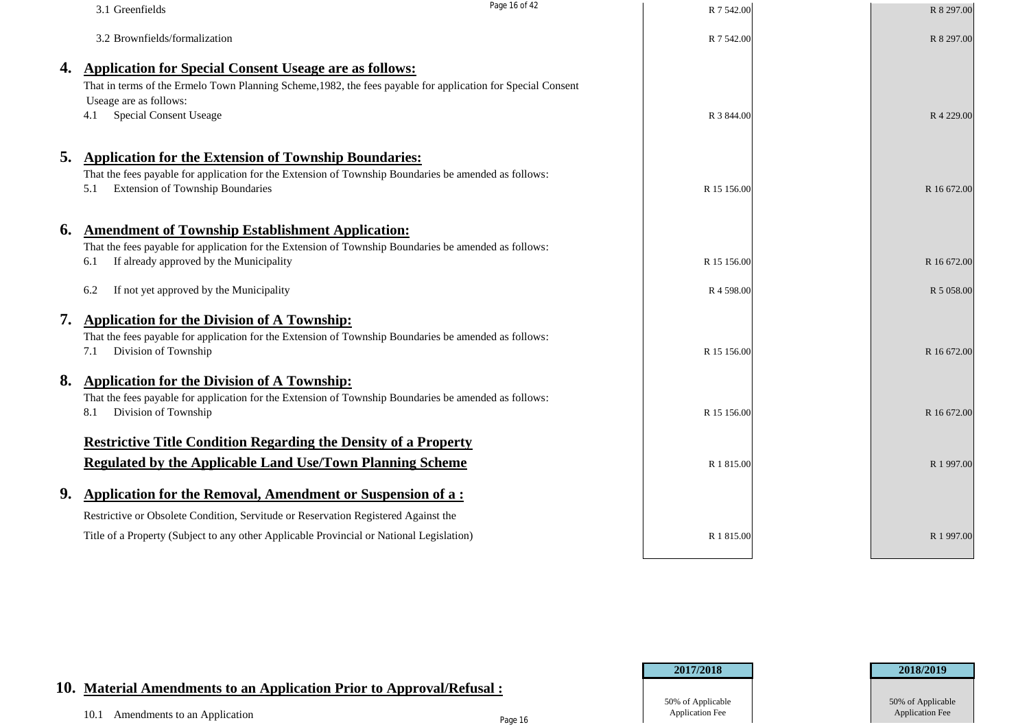| Item | 2017/2018 | 2018/2019 |
|---|---|---|
| 3.1 Greenfields | R 7 542.00 | R 8 297.00 |
| 3.2 Brownfields/formalization | R 7 542.00 | R 8 297.00 |

## 4. Application for Special Consent Useage are as follows:

That in terms of the Ermelo Town Planning Scheme,1982, the fees payable for application for Special Consent Useage are as follows:

| Item | 2017/2018 | 2018/2019 |
|---|---|---|
| 4.1 Special Consent Useage | R 3 844.00 | R 4 229.00 |

## 5. Application for the Extension of Township Boundaries:

That the fees payable for application for the Extension of Township Boundaries be amended as follows:

| Item | 2017/2018 | 2018/2019 |
|---|---|---|
| 5.1 Extension of Township Boundaries | R 15 156.00 | R 16 672.00 |

## 6. Amendment of Township Establishment Application:

That the fees payable for application for the Extension of Township Boundaries be amended as follows:

| Item | 2017/2018 | 2018/2019 |
|---|---|---|
| 6.1 If already approved by the Municipality | R 15 156.00 | R 16 672.00 |
| 6.2 If not yet approved by the Municipality | R 4 598.00 | R 5 058.00 |

## 7. Application for the Division of A Township:

That the fees payable for application for the Extension of Township Boundaries be amended as follows:

| Item | 2017/2018 | 2018/2019 |
|---|---|---|
| 7.1 Division of Township | R 15 156.00 | R 16 672.00 |

## 8. Application for the Division of A Township:

That the fees payable for application for the Extension of Township Boundaries be amended as follows:

| Item | 2017/2018 | 2018/2019 |
|---|---|---|
| 8.1 Division of Township | R 15 156.00 | R 16 672.00 |
| **Restrictive Title Condition Regarding the Density of a Property Regulated by the Applicable Land Use/Town Planning Scheme** | R 1 815.00 | R 1 997.00 |

## 9. Application for the Removal, Amendment or Suspension of a :

| Item | 2017/2018 | 2018/2019 |
|---|---|---|
| Restrictive or Obsolete Condition, Servitude or Reservation Registered Against the Title of a Property (Subject to any other Applicable Provincial or National Legislation) | R 1 815.00 | R 1 997.00 |

## 10. Material Amendments to an Application Prior to Approval/Refusal :

| Item | 2017/2018 | 2018/2019 |
|---|---|---|
| 10.1 Amendments to an Application | 50% of Applicable Application Fee | 50% of Applicable Application Fee |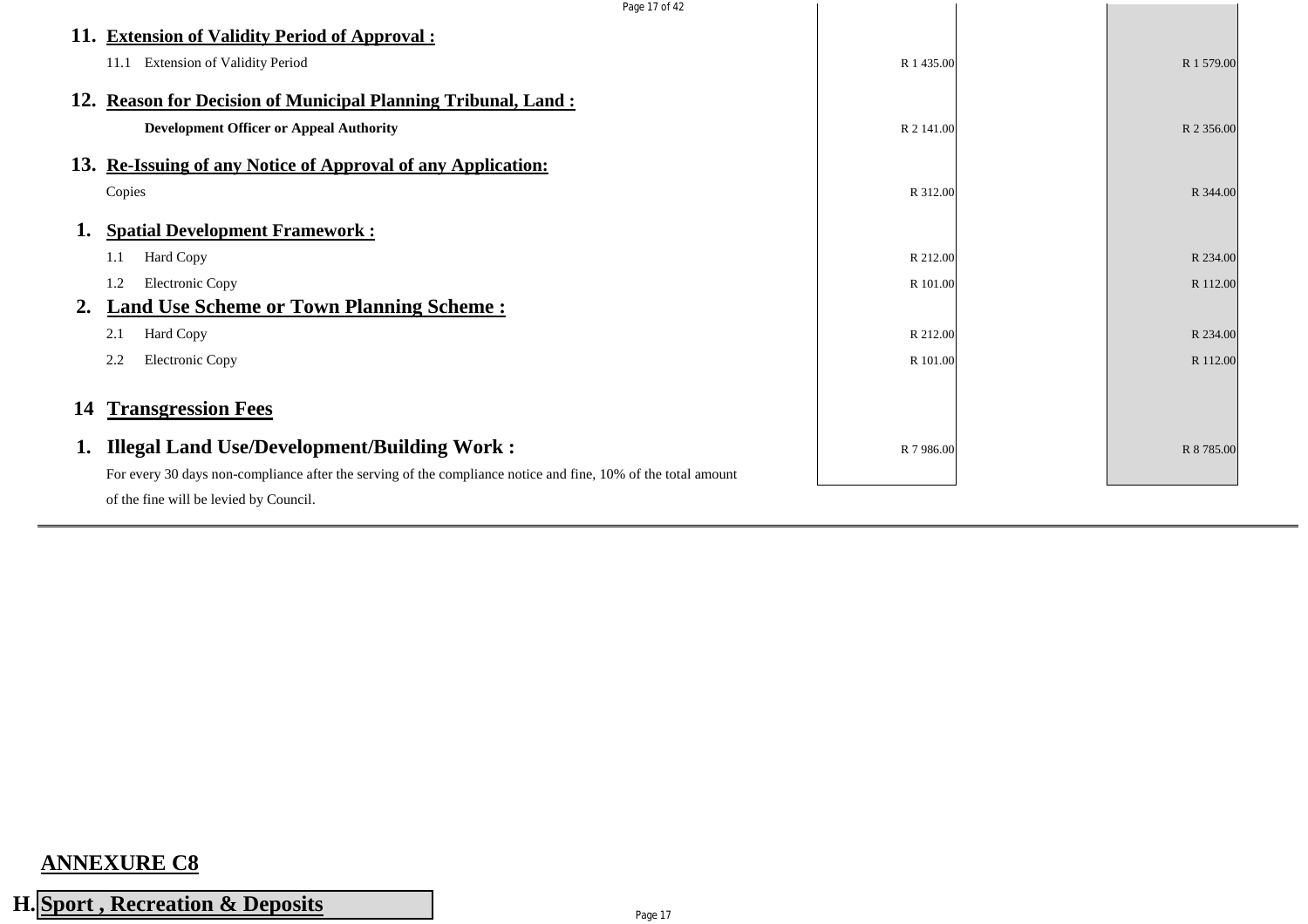| | | |
|---|---|---|
| **11. Extension of Validity Period of Approval :** | | |
| 11.1 Extension of Validity Period | R 1 435.00 | R 1 579.00 |
| **12. Reason for Decision of Municipal Planning Tribunal, Land :** | | |
| **Development Officer or Appeal Authority** | R 2 141.00 | R 2 356.00 |
| **13. Re-Issuing of any Notice of Approval of any Application:** | | |
| Copies | R 312.00 | R 344.00 |
| **1. Spatial Development Framework :** | | |
| 1.1 Hard Copy | R 212.00 | R 234.00 |
| 1.2 Electronic Copy | R 101.00 | R 112.00 |
| **2. Land Use Scheme or Town Planning Scheme :** | | |
| 2.1 Hard Copy | R 212.00 | R 234.00 |
| 2.2 Electronic Copy | R 101.00 | R 112.00 |
| **14 Transgression Fees** | | |
| **1. Illegal Land Use/Development/Building Work :** | R 7 986.00 | R 8 785.00 |
| For every 30 days non-compliance after the serving of the compliance notice and fine, 10% of the total amount of the fine will be levied by Council. | | |

## ANNEXURE C8

## H. Sport , Recreation & Deposits